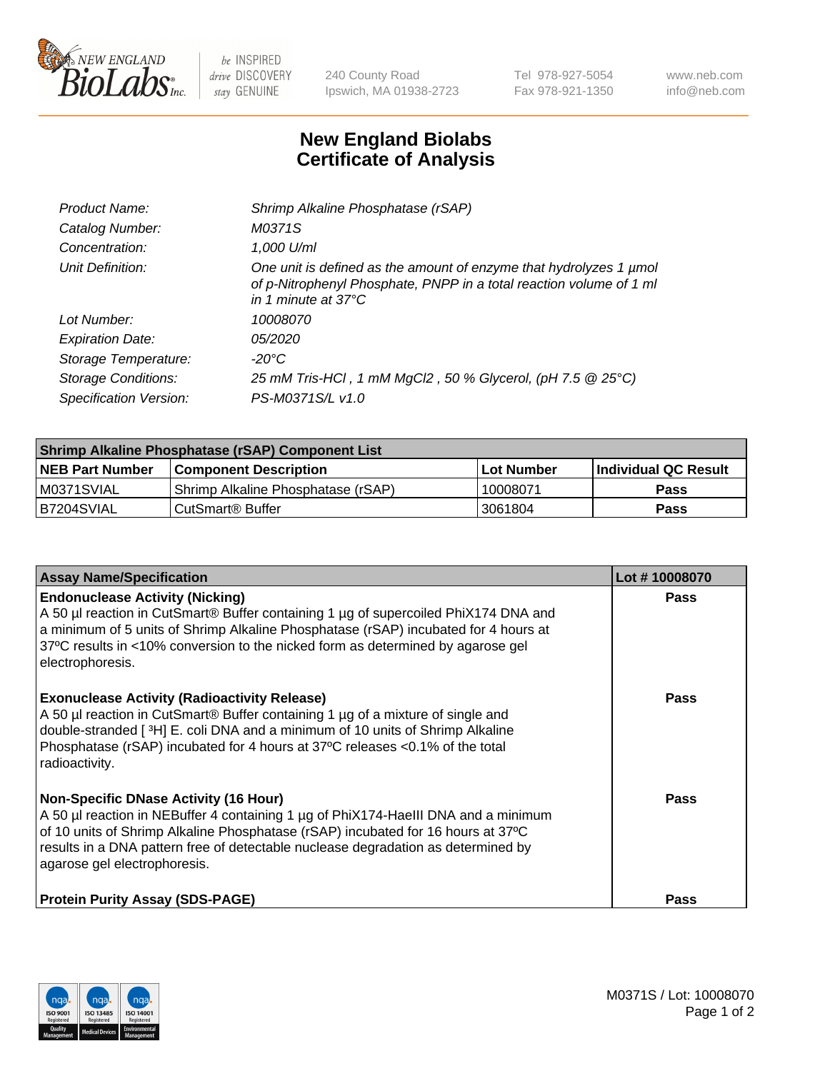NEW ENGLAND BioLabs Inc. — be INSPIRED drive DISCOVERY stay GENUINE

240 County Road
Ipswich, MA 01938-2723

Tel 978-927-5054
Fax 978-921-1350

www.neb.com
info@neb.com

# New England Biolabs
# Certificate of Analysis

| | |
|---|---|
| *Product Name:* | *Shrimp Alkaline Phosphatase (rSAP)* |
| *Catalog Number:* | *M0371S* |
| *Concentration:* | *1,000 U/ml* |
| *Unit Definition:* | *One unit is defined as the amount of enzyme that hydrolyzes 1 µmol of p-Nitrophenyl Phosphate, PNPP in a total reaction volume of 1 ml in 1 minute at 37°C* |
| *Lot Number:* | *10008070* |
| *Expiration Date:* | *05/2020* |
| *Storage Temperature:* | *-20°C* |
| *Storage Conditions:* | *25 mM Tris-HCl , 1 mM $MgCl_2$ , 50 % Glycerol, (pH 7.5 @ 25°C)* |
| *Specification Version:* | *PS-M0371S/L v1.0* |

| **Shrimp Alkaline Phosphatase (rSAP) Component List** | | | |
|---|---|---|---|
| **NEB Part Number** | **Component Description** | **Lot Number** | **Individual QC Result** |
| M0371SVIAL | Shrimp Alkaline Phosphatase (rSAP) | 10008071 | **Pass** |
| B7204SVIAL | CutSmart® Buffer | 3061804 | **Pass** |

| **Assay Name/Specification** | **Lot # 10008070** |
|---|---|
| **Endonuclease Activity (Nicking)**<br>A 50 µl reaction in CutSmart® Buffer containing 1 µg of supercoiled PhiX174 DNA and a minimum of 5 units of Shrimp Alkaline Phosphatase (rSAP) incubated for 4 hours at 37ºC results in <10% conversion to the nicked form as determined by agarose gel electrophoresis. | **Pass** |
| **Exonuclease Activity (Radioactivity Release)**<br>A 50 µl reaction in CutSmart® Buffer containing 1 µg of a mixture of single and double-stranded [ $^3$H] E. coli DNA and a minimum of 10 units of Shrimp Alkaline Phosphatase (rSAP) incubated for 4 hours at 37ºC releases <0.1% of the total radioactivity. | **Pass** |
| **Non-Specific DNase Activity (16 Hour)**<br>A 50 µl reaction in NEBuffer 4 containing 1 µg of PhiX174-HaeIII DNA and a minimum of 10 units of Shrimp Alkaline Phosphatase (rSAP) incubated for 16 hours at 37ºC results in a DNA pattern free of detectable nuclease degradation as determined by agarose gel electrophoresis. | **Pass** |
| **Protein Purity Assay (SDS-PAGE)** | **Pass** |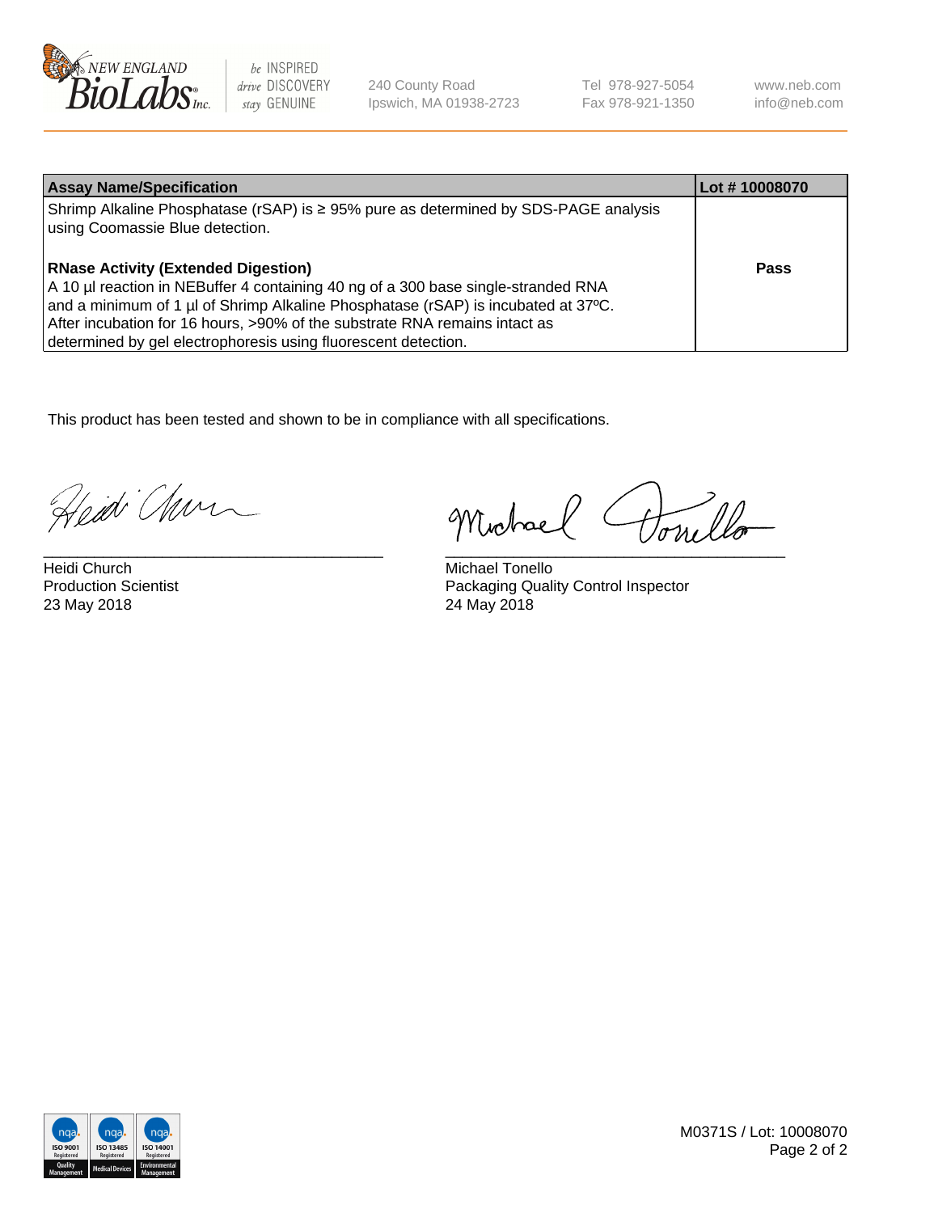| Assay Name/Specification | Lot # 10008070 |
|---|---|
| Shrimp Alkaline Phosphatase (rSAP) is ≥ 95% pure as determined by SDS-PAGE analysis using Coomassie Blue detection. | |
| **RNase Activity (Extended Digestion)**<br>A 10 µl reaction in NEBuffer 4 containing 40 ng of a 300 base single-stranded RNA and a minimum of 1 µl of Shrimp Alkaline Phosphatase (rSAP) is incubated at 37ºC. After incubation for 16 hours, >90% of the substrate RNA remains intact as determined by gel electrophoresis using fluorescent detection. | **Pass** |

This product has been tested and shown to be in compliance with all specifications.

Heidi Church
Production Scientist
23 May 2018

Michael Tonello
Packaging Quality Control Inspector
24 May 2018

M0371S / Lot: 10008070